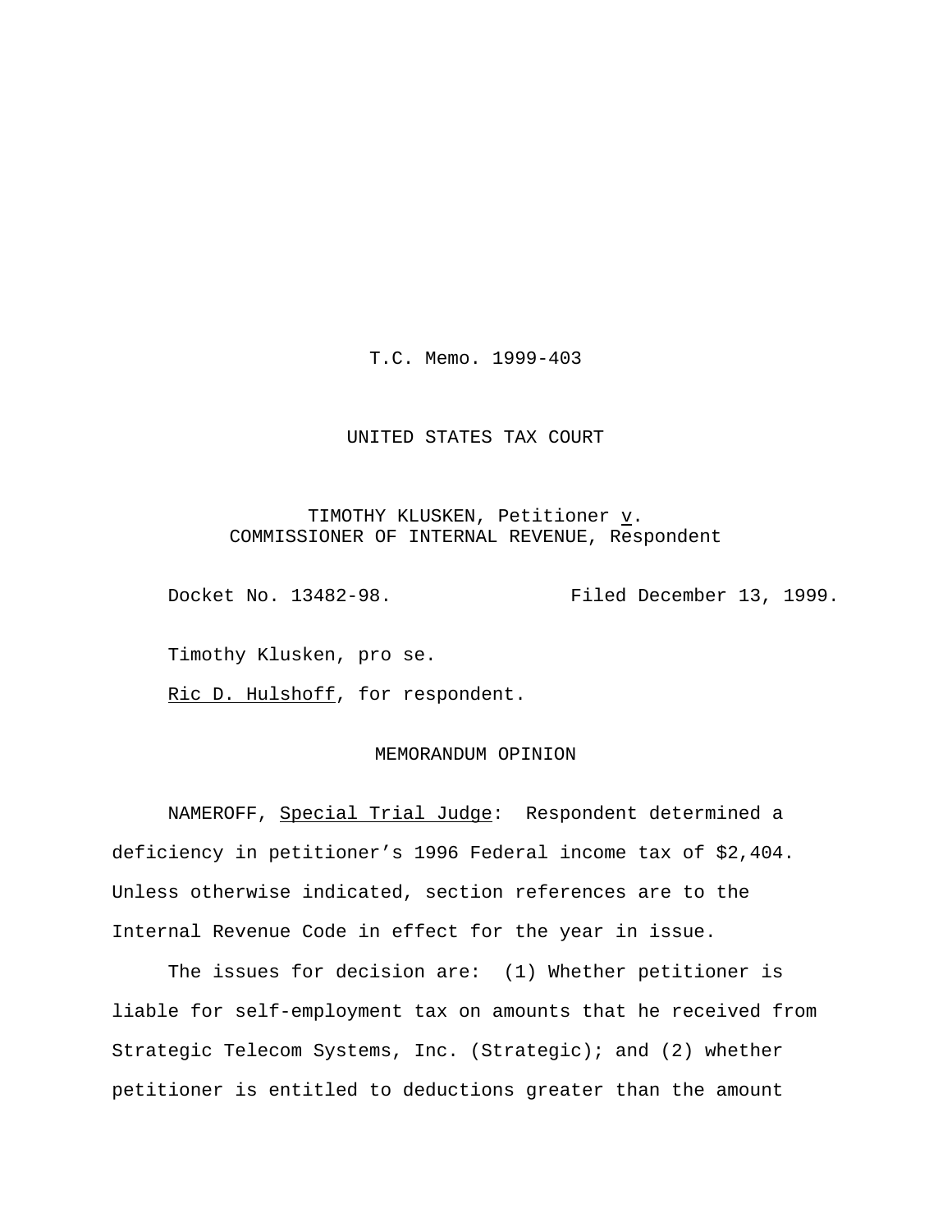T.C. Memo. 1999-403

UNITED STATES TAX COURT

TIMOTHY KLUSKEN, Petitioner *v*.
COMMISSIONER OF INTERNAL REVENUE, Respondent

Docket No. 13482-98. Filed December 13, 1999.

Timothy Klusken, pro se.

*Ric D. Hulshoff*, for respondent.

MEMORANDUM OPINION

NAMEROFF, *Special Trial Judge*: Respondent determined a deficiency in petitioner's 1996 Federal income tax of $2,404. Unless otherwise indicated, section references are to the Internal Revenue Code in effect for the year in issue.

The issues for decision are: (1) Whether petitioner is liable for self-employment tax on amounts that he received from Strategic Telecom Systems, Inc. (Strategic); and (2) whether petitioner is entitled to deductions greater than the amount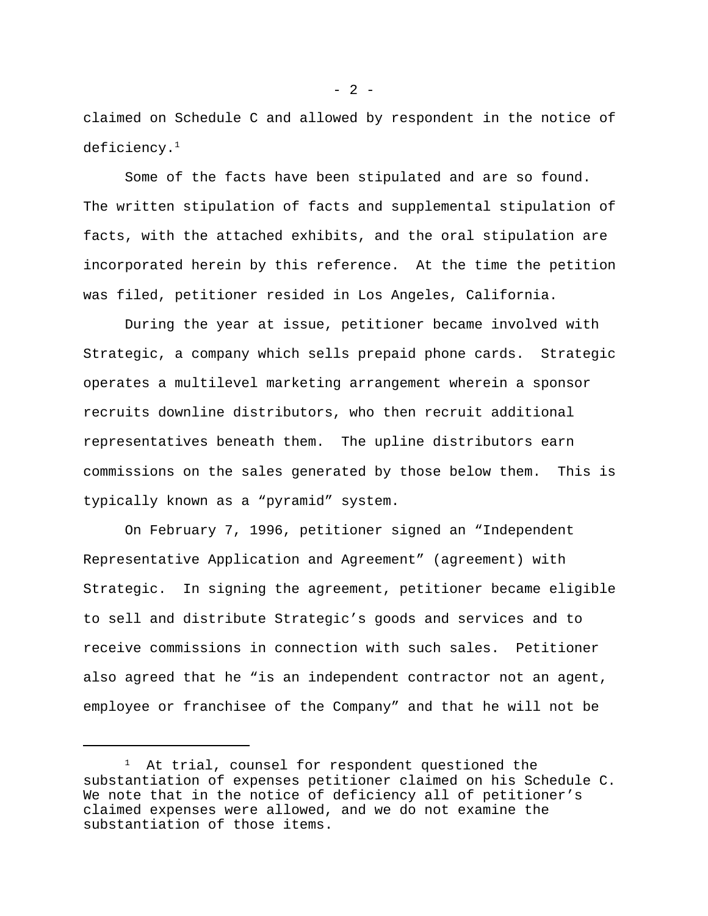claimed on Schedule C and allowed by respondent in the notice of deficiency.[1]

Some of the facts have been stipulated and are so found. The written stipulation of facts and supplemental stipulation of facts, with the attached exhibits, and the oral stipulation are incorporated herein by this reference. At the time the petition was filed, petitioner resided in Los Angeles, California.

During the year at issue, petitioner became involved with Strategic, a company which sells prepaid phone cards. Strategic operates a multilevel marketing arrangement wherein a sponsor recruits downline distributors, who then recruit additional representatives beneath them. The upline distributors earn commissions on the sales generated by those below them. This is typically known as a “pyramid” system.

On February 7, 1996, petitioner signed an “Independent Representative Application and Agreement” (agreement) with Strategic. In signing the agreement, petitioner became eligible to sell and distribute Strategic’s goods and services and to receive commissions in connection with such sales. Petitioner also agreed that he “is an independent contractor not an agent, employee or franchisee of the Company” and that he will not be

---

[1] At trial, counsel for respondent questioned the substantiation of expenses petitioner claimed on his Schedule C. We note that in the notice of deficiency all of petitioner’s claimed expenses were allowed, and we do not examine the substantiation of those items.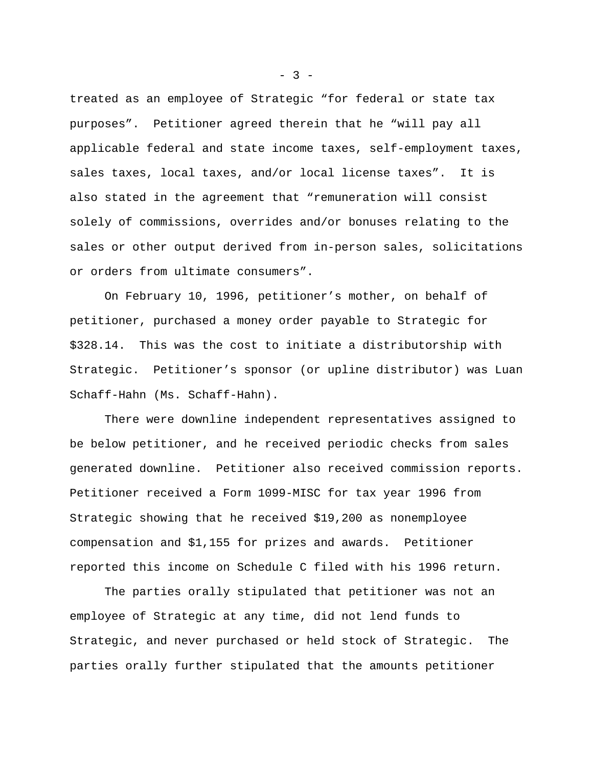treated as an employee of Strategic “for federal or state tax purposes”. Petitioner agreed therein that he “will pay all applicable federal and state income taxes, self-employment taxes, sales taxes, local taxes, and/or local license taxes”. It is also stated in the agreement that “remuneration will consist solely of commissions, overrides and/or bonuses relating to the sales or other output derived from in-person sales, solicitations or orders from ultimate consumers”.

On February 10, 1996, petitioner’s mother, on behalf of petitioner, purchased a money order payable to Strategic for $328.14. This was the cost to initiate a distributorship with Strategic. Petitioner’s sponsor (or upline distributor) was Luan Schaff-Hahn (Ms. Schaff-Hahn).

There were downline independent representatives assigned to be below petitioner, and he received periodic checks from sales generated downline. Petitioner also received commission reports. Petitioner received a Form 1099-MISC for tax year 1996 from Strategic showing that he received $19,200 as nonemployee compensation and $1,155 for prizes and awards. Petitioner reported this income on Schedule C filed with his 1996 return.

The parties orally stipulated that petitioner was not an employee of Strategic at any time, did not lend funds to Strategic, and never purchased or held stock of Strategic. The parties orally further stipulated that the amounts petitioner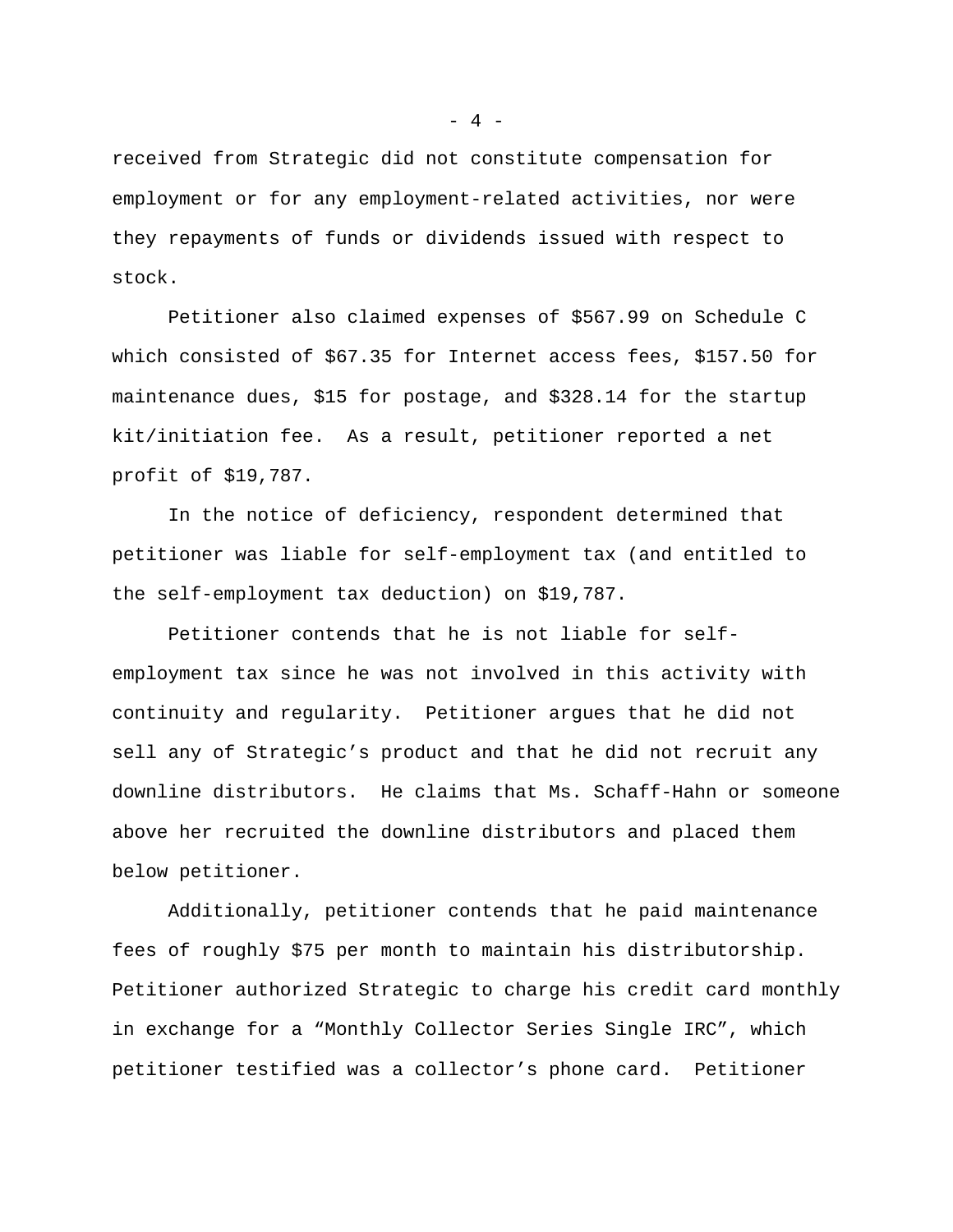received from Strategic did not constitute compensation for employment or for any employment-related activities, nor were they repayments of funds or dividends issued with respect to stock.

Petitioner also claimed expenses of $567.99 on Schedule C which consisted of $67.35 for Internet access fees, $157.50 for maintenance dues, $15 for postage, and $328.14 for the startup kit/initiation fee. As a result, petitioner reported a net profit of $19,787.

In the notice of deficiency, respondent determined that petitioner was liable for self-employment tax (and entitled to the self-employment tax deduction) on $19,787.

Petitioner contends that he is not liable for self-employment tax since he was not involved in this activity with continuity and regularity. Petitioner argues that he did not sell any of Strategic's product and that he did not recruit any downline distributors. He claims that Ms. Schaff-Hahn or someone above her recruited the downline distributors and placed them below petitioner.

Additionally, petitioner contends that he paid maintenance fees of roughly $75 per month to maintain his distributorship. Petitioner authorized Strategic to charge his credit card monthly in exchange for a "Monthly Collector Series Single IRC", which petitioner testified was a collector's phone card. Petitioner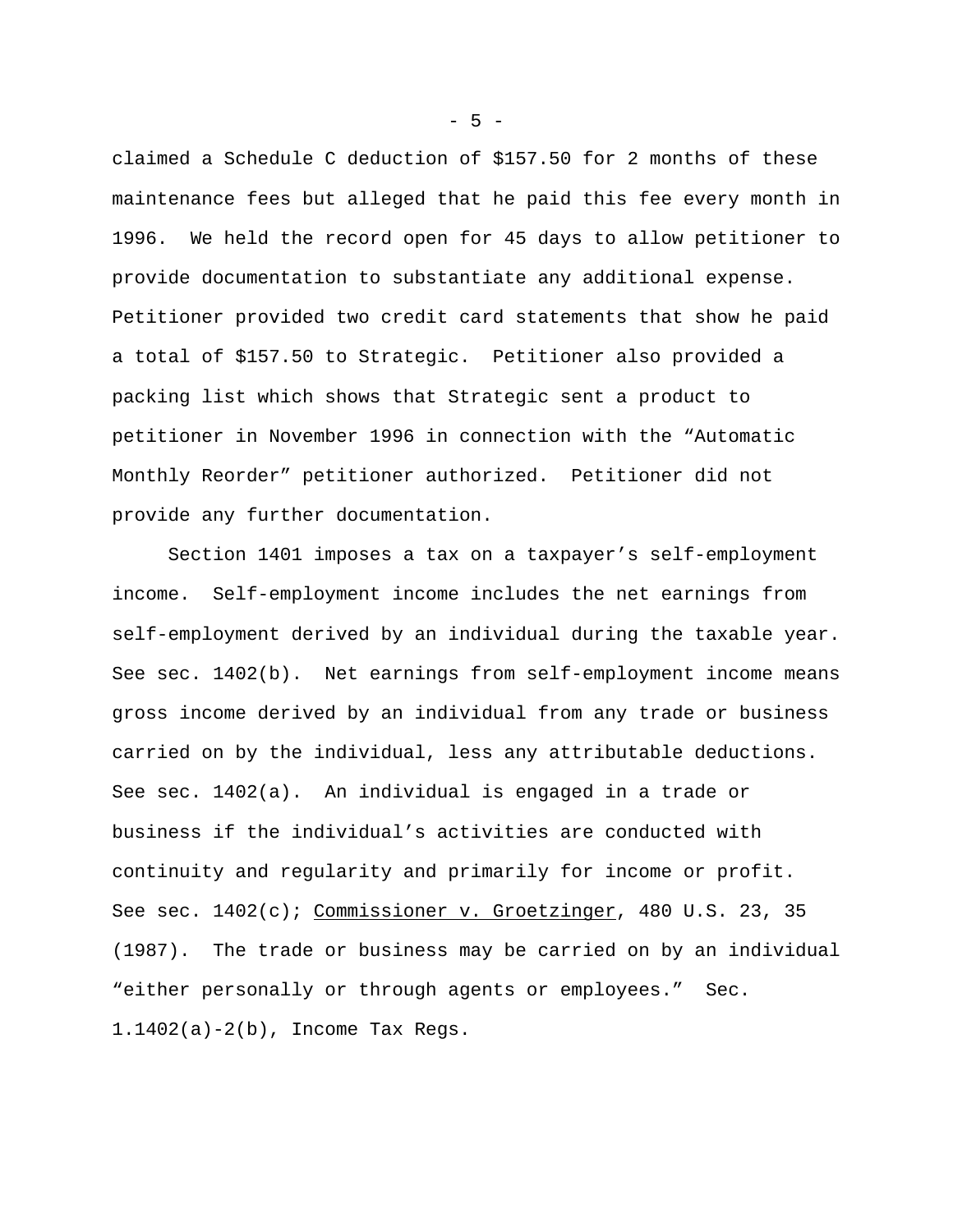claimed a Schedule C deduction of $157.50 for 2 months of these maintenance fees but alleged that he paid this fee every month in 1996. We held the record open for 45 days to allow petitioner to provide documentation to substantiate any additional expense. Petitioner provided two credit card statements that show he paid a total of $157.50 to Strategic. Petitioner also provided a packing list which shows that Strategic sent a product to petitioner in November 1996 in connection with the “Automatic Monthly Reorder” petitioner authorized. Petitioner did not provide any further documentation.

Section 1401 imposes a tax on a taxpayer’s self-employment income. Self-employment income includes the net earnings from self-employment derived by an individual during the taxable year. See sec. 1402(b). Net earnings from self-employment income means gross income derived by an individual from any trade or business carried on by the individual, less any attributable deductions. See sec. 1402(a). An individual is engaged in a trade or business if the individual’s activities are conducted with continuity and regularity and primarily for income or profit. See sec. 1402(c); Commissioner v. Groetzinger, 480 U.S. 23, 35 (1987). The trade or business may be carried on by an individual “either personally or through agents or employees.” Sec. 1.1402(a)-2(b), Income Tax Regs.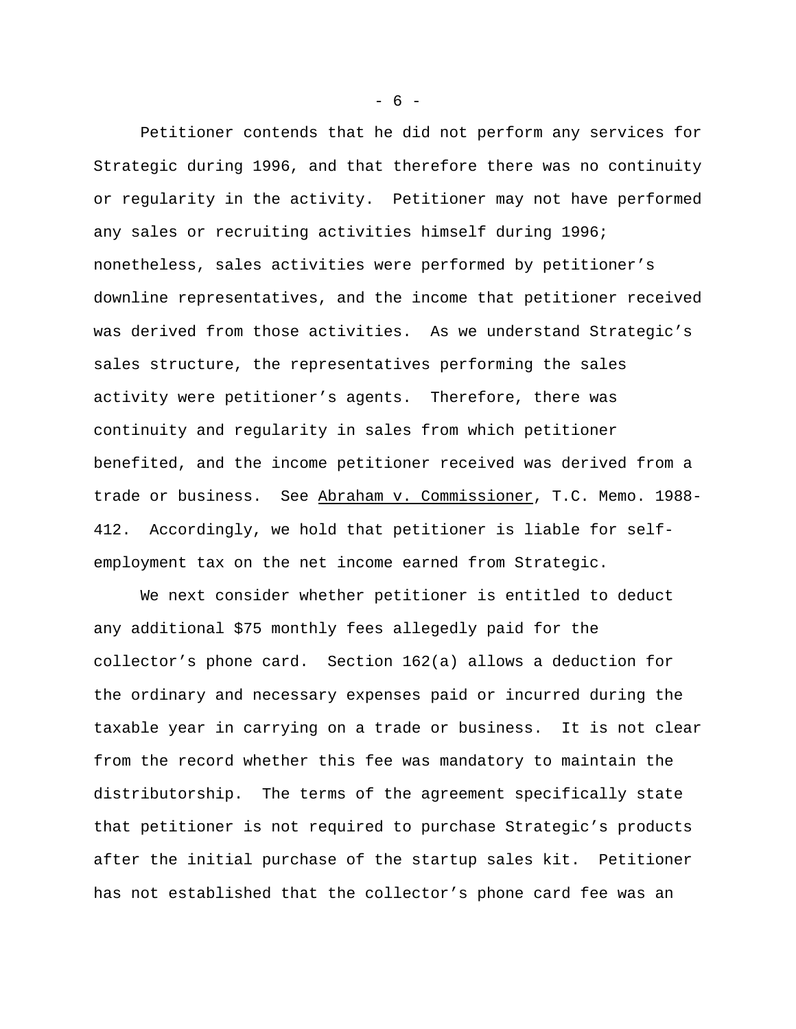Petitioner contends that he did not perform any services for Strategic during 1996, and that therefore there was no continuity or regularity in the activity. Petitioner may not have performed any sales or recruiting activities himself during 1996; nonetheless, sales activities were performed by petitioner's downline representatives, and the income that petitioner received was derived from those activities. As we understand Strategic's sales structure, the representatives performing the sales activity were petitioner's agents. Therefore, there was continuity and regularity in sales from which petitioner benefited, and the income petitioner received was derived from a trade or business. See Abraham v. Commissioner, T.C. Memo. 1988-412. Accordingly, we hold that petitioner is liable for self-employment tax on the net income earned from Strategic.

We next consider whether petitioner is entitled to deduct any additional $75 monthly fees allegedly paid for the collector's phone card. Section 162(a) allows a deduction for the ordinary and necessary expenses paid or incurred during the taxable year in carrying on a trade or business. It is not clear from the record whether this fee was mandatory to maintain the distributorship. The terms of the agreement specifically state that petitioner is not required to purchase Strategic's products after the initial purchase of the startup sales kit. Petitioner has not established that the collector's phone card fee was an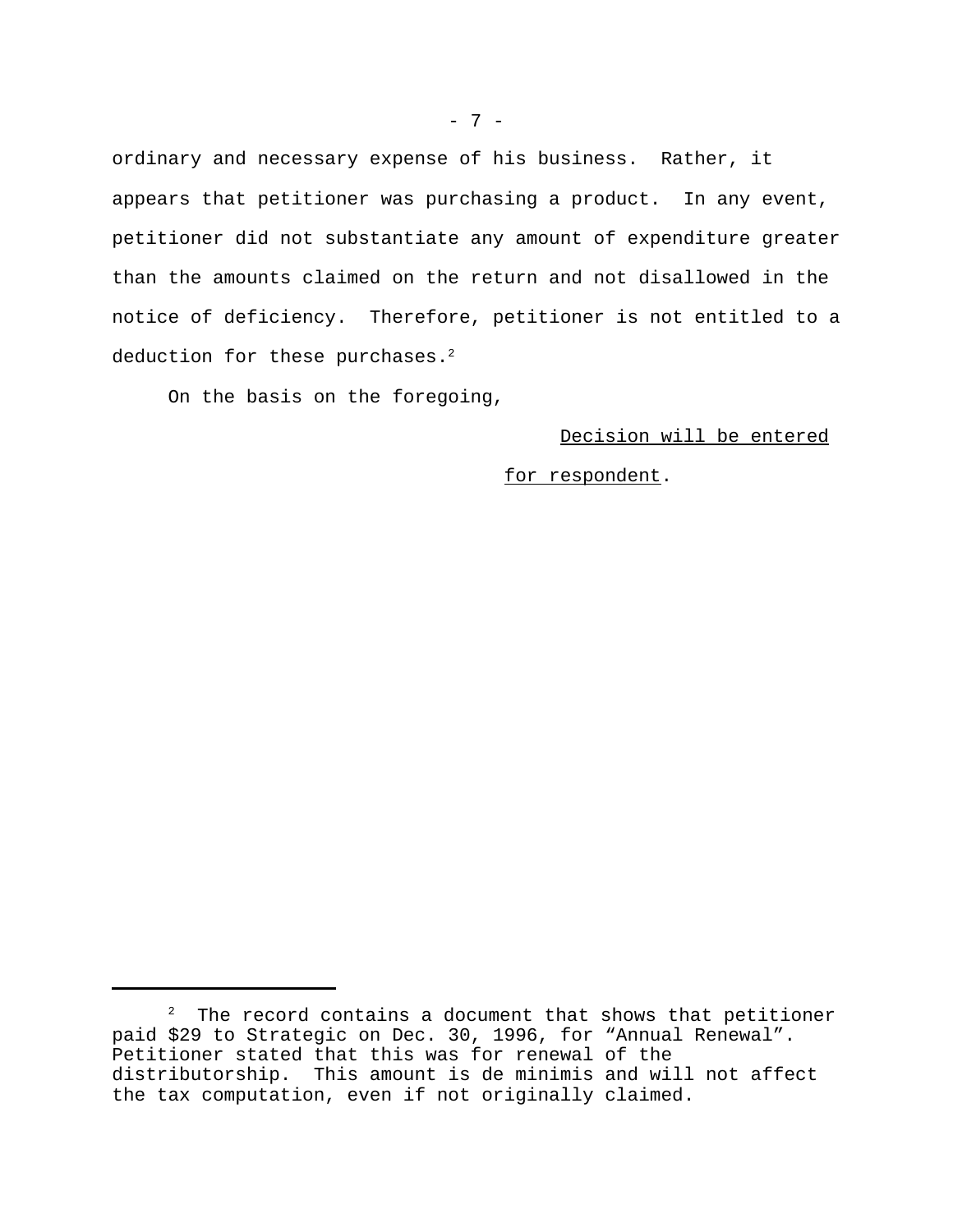ordinary and necessary expense of his business. Rather, it appears that petitioner was purchasing a product. In any event, petitioner did not substantiate any amount of expenditure greater than the amounts claimed on the return and not disallowed in the notice of deficiency. Therefore, petitioner is not entitled to a deduction for these purchases.[2]

On the basis on the foregoing,

Decision will be entered for respondent.

---

[2] The record contains a document that shows that petitioner paid $29 to Strategic on Dec. 30, 1996, for “Annual Renewal”. Petitioner stated that this was for renewal of the distributorship. This amount is de minimis and will not affect the tax computation, even if not originally claimed.